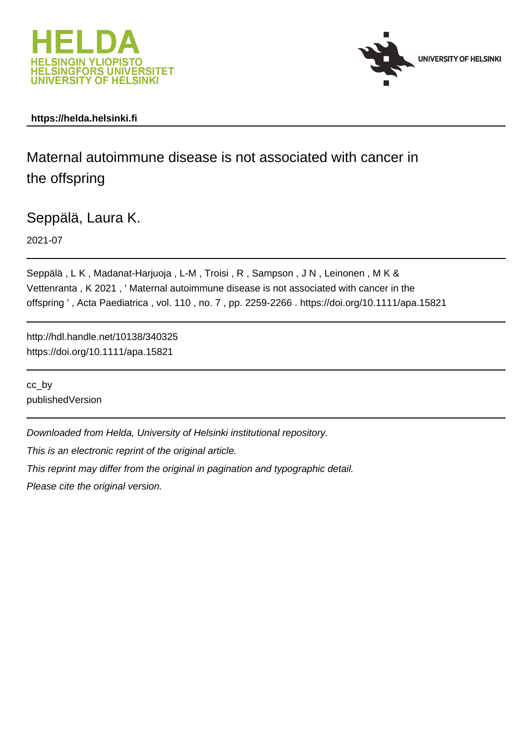https://helda.helsinki.fi

# Maternal autoimmune disease is not associated with cancer in the offspring

Seppälä, Laura K.

2021-07

Seppälä , L K , Madanat-Harjuoja , L-M , Troisi , R , Sampson , J N , Leinonen , M K & Vettenranta , K 2021 , ' Maternal autoimmune disease is not associated with cancer in the offspring ' , Acta Paediatrica , vol. 110 , no. 7 , pp. 2259-2266 . https://doi.org/10.1111/apa.15821

http://hdl.handle.net/10138/340325
https://doi.org/10.1111/apa.15821

cc_by
publishedVersion

*Downloaded from Helda, University of Helsinki institutional repository.*

*This is an electronic reprint of the original article.*

*This reprint may differ from the original in pagination and typographic detail.*

*Please cite the original version.*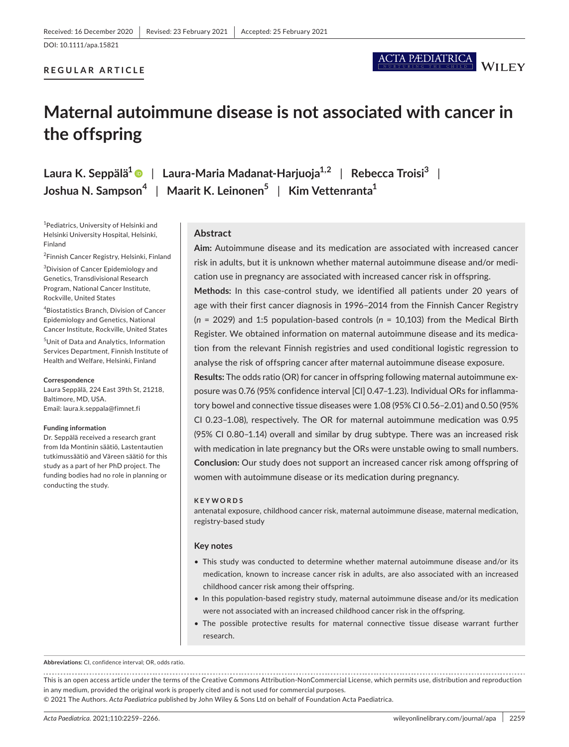Received: 16 December 2020 | Revised: 23 February 2021 | Accepted: 25 February 2021

DOI: 10.1111/apa.15821

**REGULAR ARTICLE**

# Maternal autoimmune disease is not associated with cancer in the offspring

**Laura K. Seppälä[1]** | **Laura-Maria Madanat-Harjuoja[1,2]** | **Rebecca Troisi[3]** | **Joshua N. Sampson[4]** | **Maarit K. Leinonen[5]** | **Kim Vettenranta[1]**

[1]Pediatrics, University of Helsinki and Helsinki University Hospital, Helsinki, Finland

[2]Finnish Cancer Registry, Helsinki, Finland

[3]Division of Cancer Epidemiology and Genetics, Transdivisional Research Program, National Cancer Institute, Rockville, United States

[4]Biostatistics Branch, Division of Cancer Epidemiology and Genetics, National Cancer Institute, Rockville, United States

[5]Unit of Data and Analytics, Information Services Department, Finnish Institute of Health and Welfare, Helsinki, Finland

**Correspondence**
Laura Seppälä, 224 East 39th St, 21218, Baltimore, MD, USA.
Email: laura.k.seppala@fimnet.fi

**Funding information**
Dr. Seppälä received a research grant from Ida Montinin säätiö, Lastentautien tutkimussäätiö and Väreen säätiö for this study as a part of her PhD project. The funding bodies had no role in planning or conducting the study.

## Abstract

**Aim:** Autoimmune disease and its medication are associated with increased cancer risk in adults, but it is unknown whether maternal autoimmune disease and/or medication use in pregnancy are associated with increased cancer risk in offspring.

**Methods:** In this case-control study, we identified all patients under 20 years of age with their first cancer diagnosis in 1996–2014 from the Finnish Cancer Registry ($n$ = 2029) and 1:5 population-based controls ($n$ = 10,103) from the Medical Birth Register. We obtained information on maternal autoimmune disease and its medication from the relevant Finnish registries and used conditional logistic regression to analyse the risk of offspring cancer after maternal autoimmune disease exposure.

**Results:** The odds ratio (OR) for cancer in offspring following maternal autoimmune exposure was 0.76 (95% confidence interval [CI] 0.47–1.23). Individual ORs for inflammatory bowel and connective tissue diseases were 1.08 (95% CI 0.56–2.01) and 0.50 (95% CI 0.23–1.08), respectively. The OR for maternal autoimmune medication was 0.95 (95% CI 0.80–1.14) overall and similar by drug subtype. There was an increased risk with medication in late pregnancy but the ORs were unstable owing to small numbers.

**Conclusion:** Our study does not support an increased cancer risk among offspring of women with autoimmune disease or its medication during pregnancy.

**KEYWORDS**

antenatal exposure, childhood cancer risk, maternal autoimmune disease, maternal medication, registry-based study

### Key notes

- This study was conducted to determine whether maternal autoimmune disease and/or its medication, known to increase cancer risk in adults, are also associated with an increased childhood cancer risk among their offspring.
- In this population-based registry study, maternal autoimmune disease and/or its medication were not associated with an increased childhood cancer risk in the offspring.
- The possible protective results for maternal connective tissue disease warrant further research.

**Abbreviations:** CI, confidence interval; OR, odds ratio.

This is an open access article under the terms of the Creative Commons Attribution-NonCommercial License, which permits use, distribution and reproduction in any medium, provided the original work is properly cited and is not used for commercial purposes.
© 2021 The Authors. *Acta Paediatrica* published by John Wiley & Sons Ltd on behalf of Foundation Acta Paediatrica.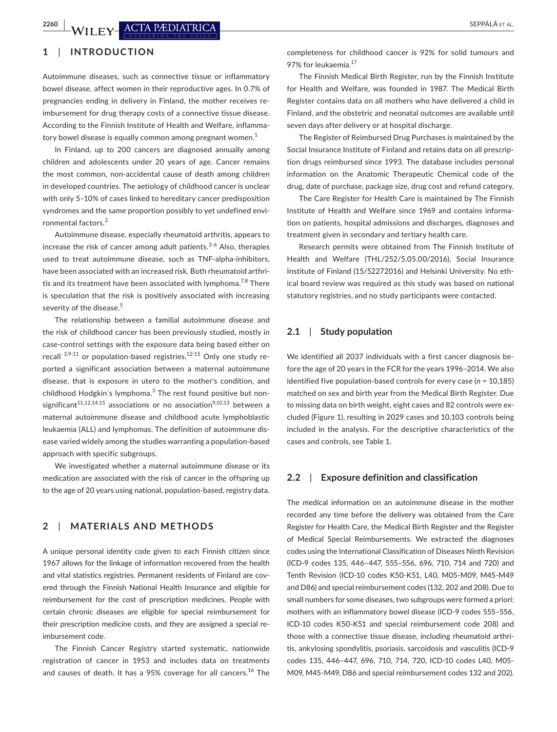## 1 | INTRODUCTION

Autoimmune diseases, such as connective tissue or inflammatory bowel disease, affect women in their reproductive ages. In 0.7% of pregnancies ending in delivery in Finland, the mother receives reimbursement for drug therapy costs of a connective tissue disease. According to the Finnish Institute of Health and Welfare, inflammatory bowel disease is equally common among pregnant women.[1]

In Finland, up to 200 cancers are diagnosed annually among children and adolescents under 20 years of age. Cancer remains the most common, non-accidental cause of death among children in developed countries. The aetiology of childhood cancer is unclear with only 5–10% of cases linked to hereditary cancer predisposition syndromes and the same proportion possibly to yet undefined environmental factors.[2]

Autoimmune disease, especially rheumatoid arthritis, appears to increase the risk of cancer among adult patients.[3-6] Also, therapies used to treat autoimmune disease, such as TNF-alpha-inhibitors, have been associated with an increased risk. Both rheumatoid arthritis and its treatment have been associated with lymphoma.[7,8] There is speculation that the risk is positively associated with increasing severity of the disease.[5]

The relationship between a familial autoimmune disease and the risk of childhood cancer has been previously studied, mostly in case-control settings with the exposure data being based either on recall [3,9-11] or population-based registries.[12-15] Only one study reported a significant association between a maternal autoimmune disease, that is exposure in utero to the mother's condition, and childhood Hodgkin´s lymphoma.[3] The rest found positive but non-significant[11,12,14,15] associations or no association[9,10,13] between a maternal autoimmune disease and childhood acute lymphoblastic leukaemia (ALL) and lymphomas. The definition of autoimmune disease varied widely among the studies warranting a population-based approach with specific subgroups.

We investigated whether a maternal autoimmune disease or its medication are associated with the risk of cancer in the offspring up to the age of 20 years using national, population-based, registry data.

## 2 | MATERIALS AND METHODS

A unique personal identity code given to each Finnish citizen since 1967 allows for the linkage of information recovered from the health and vital statistics registries. Permanent residents of Finland are covered through the Finnish National Health Insurance and eligible for reimbursement for the cost of prescription medicines. People with certain chronic diseases are eligible for special reimbursement for their prescription medicine costs, and they are assigned a special reimbursement code.

The Finnish Cancer Registry started systematic, nationwide registration of cancer in 1953 and includes data on treatments and causes of death. It has a 95% coverage for all cancers.[16] The completeness for childhood cancer is 92% for solid tumours and 97% for leukaemia.[17]

The Finnish Medical Birth Register, run by the Finnish Institute for Health and Welfare, was founded in 1987. The Medical Birth Register contains data on all mothers who have delivered a child in Finland, and the obstetric and neonatal outcomes are available until seven days after delivery or at hospital discharge.

The Register of Reimbursed Drug Purchases is maintained by the Social Insurance Institute of Finland and retains data on all prescription drugs reimbursed since 1993. The database includes personal information on the Anatomic Therapeutic Chemical code of the drug, date of purchase, package size, drug cost and refund category.

The Care Register for Health Care is maintained by The Finnish Institute of Health and Welfare since 1969 and contains information on patients, hospital admissions and discharges, diagnoses and treatment given in secondary and tertiary health care.

Research permits were obtained from The Finnish Institute of Health and Welfare (THL/252/5.05.00/2016), Social Insurance Institute of Finland (15/52272016) and Helsinki University. No ethical board review was required as this study was based on national statutory registries, and no study participants were contacted.

### 2.1 | Study population

We identified all 2037 individuals with a first cancer diagnosis before the age of 20 years in the FCR for the years 1996–2014. We also identified five population-based controls for every case ($n$ = 10,185) matched on sex and birth year from the Medical Birth Register. Due to missing data on birth weight, eight cases and 82 controls were excluded (Figure 1), resulting in 2029 cases and 10,103 controls being included in the analysis. For the descriptive characteristics of the cases and controls, see Table 1.

### 2.2 | Exposure definition and classification

The medical information on an autoimmune disease in the mother recorded any time before the delivery was obtained from the Care Register for Health Care, the Medical Birth Register and the Register of Medical Special Reimbursements. We extracted the diagnoses codes using the International Classification of Diseases Ninth Revision (ICD-9 codes 135, 446–447, 555–556, 696, 710, 714 and 720) and Tenth Revision (ICD-10 codes K50-K51, L40, M05-M09, M45-M49 and D86) and special reimbursement codes (132, 202 and 208). Due to small numbers for some diseases, two subgroups were formed a priori: mothers with an inflammatory bowel disease (ICD-9 codes 555–556, ICD-10 codes K50-K51 and special reimbursement code 208) and those with a connective tissue disease, including rheumatoid arthritis, ankylosing spondylitis, psoriasis, sarcoidosis and vasculitis (ICD-9 codes 135, 446–447, 696, 710, 714, 720, ICD-10 codes L40, M05-M09, M45-M49, D86 and special reimbursement codes 132 and 202).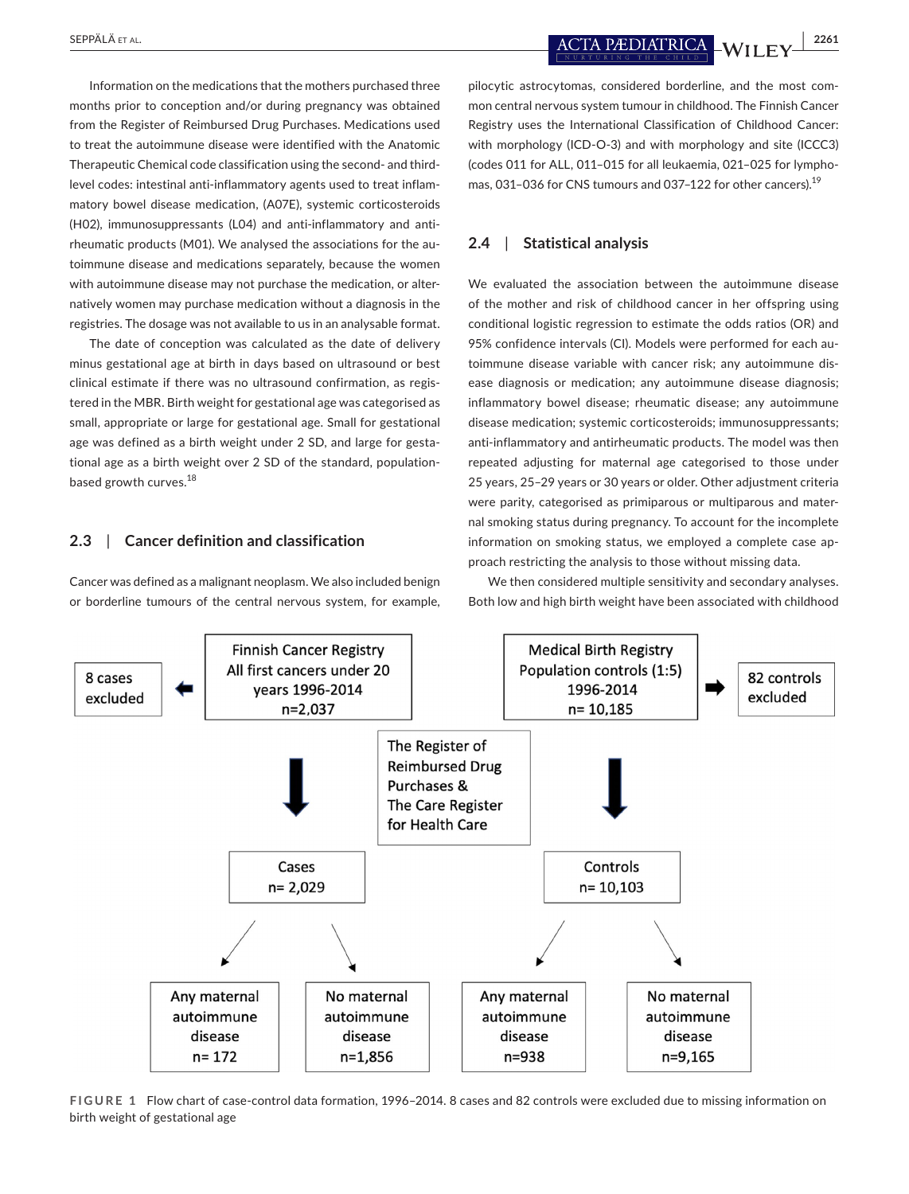Information on the medications that the mothers purchased three months prior to conception and/or during pregnancy was obtained from the Register of Reimbursed Drug Purchases. Medications used to treat the autoimmune disease were identified with the Anatomic Therapeutic Chemical code classification using the second- and third-level codes: intestinal anti-inflammatory agents used to treat inflammatory bowel disease medication, (A07E), systemic corticosteroids (H02), immunosuppressants (L04) and anti-inflammatory and antirheumatic products (M01). We analysed the associations for the autoimmune disease and medications separately, because the women with autoimmune disease may not purchase the medication, or alternatively women may purchase medication without a diagnosis in the registries. The dosage was not available to us in an analysable format.

The date of conception was calculated as the date of delivery minus gestational age at birth in days based on ultrasound or best clinical estimate if there was no ultrasound confirmation, as registered in the MBR. Birth weight for gestational age was categorised as small, appropriate or large for gestational age. Small for gestational age was defined as a birth weight under 2 SD, and large for gestational age as a birth weight over 2 SD of the standard, population-based growth curves.[18]

### 2.3 | Cancer definition and classification

Cancer was defined as a malignant neoplasm. We also included benign or borderline tumours of the central nervous system, for example, pilocytic astrocytomas, considered borderline, and the most common central nervous system tumour in childhood. The Finnish Cancer Registry uses the International Classification of Childhood Cancer: with morphology (ICD-O-3) and with morphology and site (ICCC3) (codes 011 for ALL, 011–015 for all leukaemia, 021–025 for lymphomas, 031–036 for CNS tumours and 037–122 for other cancers).[19]

### 2.4 | Statistical analysis

We evaluated the association between the autoimmune disease of the mother and risk of childhood cancer in her offspring using conditional logistic regression to estimate the odds ratios (OR) and 95% confidence intervals (CI). Models were performed for each autoimmune disease variable with cancer risk; any autoimmune disease diagnosis or medication; any autoimmune disease diagnosis; inflammatory bowel disease; rheumatic disease; any autoimmune disease medication; systemic corticosteroids; immunosuppressants; anti-inflammatory and antirheumatic products. The model was then repeated adjusting for maternal age categorised to those under 25 years, 25–29 years or 30 years or older. Other adjustment criteria were parity, categorised as primiparous or multiparous and maternal smoking status during pregnancy. To account for the incomplete information on smoking status, we employed a complete case approach restricting the analysis to those without missing data.

We then considered multiple sensitivity and secondary analyses. Both low and high birth weight have been associated with childhood

8 cases excluded

Finnish Cancer Registry
All first cancers under 20 years 1996-2014
n=2,037

Medical Birth Registry
Population controls (1:5)
1996-2014
n= 10,185

82 controls excluded

The Register of Reimbursed Drug Purchases &
The Care Register for Health Care

Cases
n= 2,029

Controls
n= 10,103

Any maternal autoimmune disease
n= 172

No maternal autoimmune disease
n=1,856

Any maternal autoimmune disease
n=938

No maternal autoimmune disease
n=9,165

**FIGURE 1** Flow chart of case-control data formation, 1996–2014. 8 cases and 82 controls were excluded due to missing information on birth weight of gestational age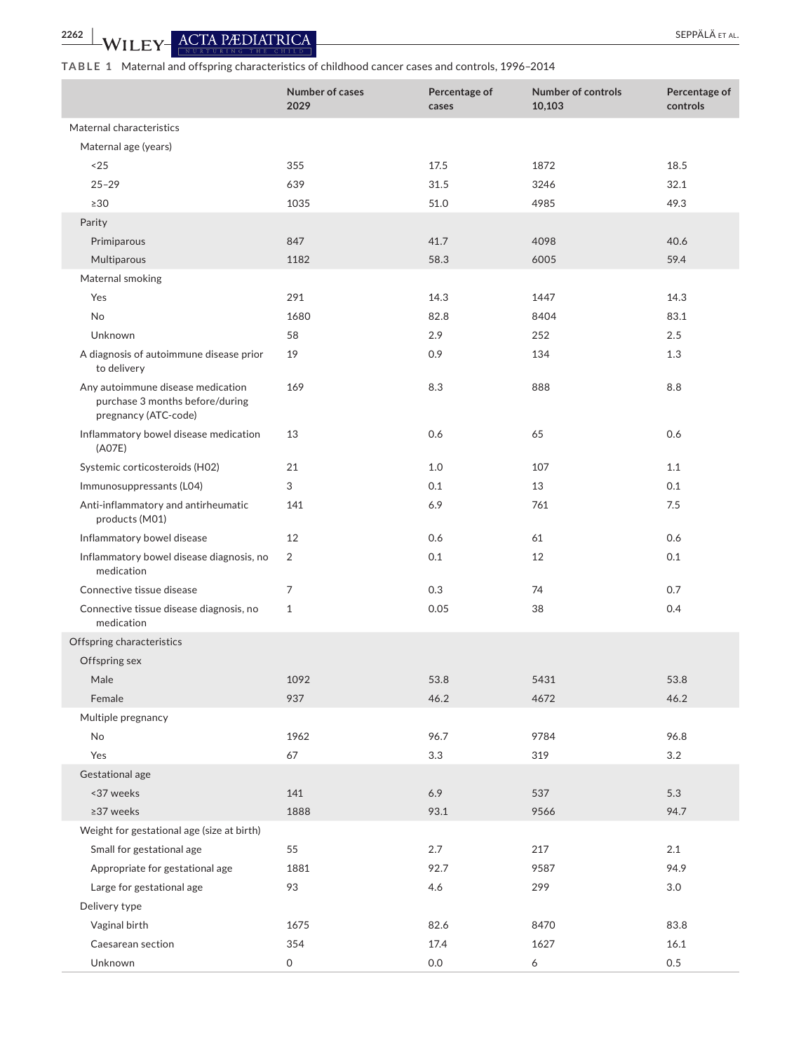**TABLE 1** Maternal and offspring characteristics of childhood cancer cases and controls, 1996–2014

| | Number of cases 2029 | Percentage of cases | Number of controls 10,103 | Percentage of controls |
|---|---|---|---|---|
| Maternal characteristics | | | | |
| Maternal age (years) | | | | |
| <25 | 355 | 17.5 | 1872 | 18.5 |
| 25–29 | 639 | 31.5 | 3246 | 32.1 |
| ≥30 | 1035 | 51.0 | 4985 | 49.3 |
| Parity | | | | |
| Primiparous | 847 | 41.7 | 4098 | 40.6 |
| Multiparous | 1182 | 58.3 | 6005 | 59.4 |
| Maternal smoking | | | | |
| Yes | 291 | 14.3 | 1447 | 14.3 |
| No | 1680 | 82.8 | 8404 | 83.1 |
| Unknown | 58 | 2.9 | 252 | 2.5 |
| A diagnosis of autoimmune disease prior to delivery | 19 | 0.9 | 134 | 1.3 |
| Any autoimmune disease medication purchase 3 months before/during pregnancy (ATC-code) | 169 | 8.3 | 888 | 8.8 |
| Inflammatory bowel disease medication (A07E) | 13 | 0.6 | 65 | 0.6 |
| Systemic corticosteroids (H02) | 21 | 1.0 | 107 | 1.1 |
| Immunosuppressants (L04) | 3 | 0.1 | 13 | 0.1 |
| Anti-inflammatory and antirheumatic products (M01) | 141 | 6.9 | 761 | 7.5 |
| Inflammatory bowel disease | 12 | 0.6 | 61 | 0.6 |
| Inflammatory bowel disease diagnosis, no medication | 2 | 0.1 | 12 | 0.1 |
| Connective tissue disease | 7 | 0.3 | 74 | 0.7 |
| Connective tissue disease diagnosis, no medication | 1 | 0.05 | 38 | 0.4 |
| Offspring characteristics | | | | |
| Offspring sex | | | | |
| Male | 1092 | 53.8 | 5431 | 53.8 |
| Female | 937 | 46.2 | 4672 | 46.2 |
| Multiple pregnancy | | | | |
| No | 1962 | 96.7 | 9784 | 96.8 |
| Yes | 67 | 3.3 | 319 | 3.2 |
| Gestational age | | | | |
| <37 weeks | 141 | 6.9 | 537 | 5.3 |
| ≥37 weeks | 1888 | 93.1 | 9566 | 94.7 |
| Weight for gestational age (size at birth) | | | | |
| Small for gestational age | 55 | 2.7 | 217 | 2.1 |
| Appropriate for gestational age | 1881 | 92.7 | 9587 | 94.9 |
| Large for gestational age | 93 | 4.6 | 299 | 3.0 |
| Delivery type | | | | |
| Vaginal birth | 1675 | 82.6 | 8470 | 83.8 |
| Caesarean section | 354 | 17.4 | 1627 | 16.1 |
| Unknown | 0 | 0.0 | 6 | 0.5 |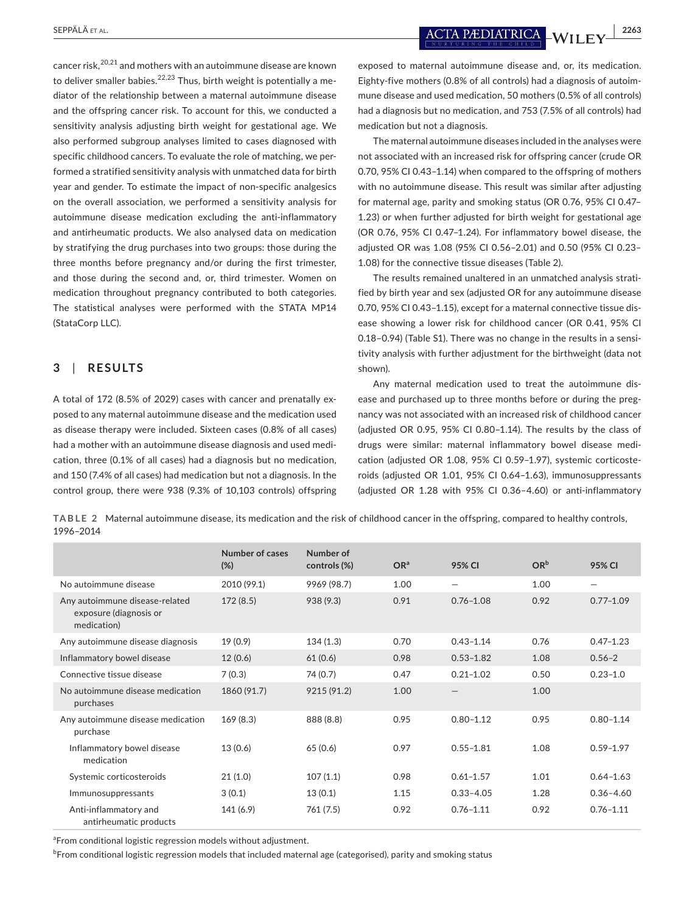cancer risk,[20,21] and mothers with an autoimmune disease are known to deliver smaller babies.[22,23] Thus, birth weight is potentially a mediator of the relationship between a maternal autoimmune disease and the offspring cancer risk. To account for this, we conducted a sensitivity analysis adjusting birth weight for gestational age. We also performed subgroup analyses limited to cases diagnosed with specific childhood cancers. To evaluate the role of matching, we performed a stratified sensitivity analysis with unmatched data for birth year and gender. To estimate the impact of non-specific analgesics on the overall association, we performed a sensitivity analysis for autoimmune disease medication excluding the anti-inflammatory and antirheumatic products. We also analysed data on medication by stratifying the drug purchases into two groups: those during the three months before pregnancy and/or during the first trimester, and those during the second and, or, third trimester. Women on medication throughout pregnancy contributed to both categories. The statistical analyses were performed with the STATA MP14 (StataCorp LLC).

## 3 | RESULTS

A total of 172 (8.5% of 2029) cases with cancer and prenatally exposed to any maternal autoimmune disease and the medication used as disease therapy were included. Sixteen cases (0.8% of all cases) had a mother with an autoimmune disease diagnosis and used medication, three (0.1% of all cases) had a diagnosis but no medication, and 150 (7.4% of all cases) had medication but not a diagnosis. In the control group, there were 938 (9.3% of 10,103 controls) offspring exposed to maternal autoimmune disease and, or, its medication. Eighty-five mothers (0.8% of all controls) had a diagnosis of autoimmune disease and used medication, 50 mothers (0.5% of all controls) had a diagnosis but no medication, and 753 (7.5% of all controls) had medication but not a diagnosis.

The maternal autoimmune diseases included in the analyses were not associated with an increased risk for offspring cancer (crude OR 0.70, 95% CI 0.43–1.14) when compared to the offspring of mothers with no autoimmune disease. This result was similar after adjusting for maternal age, parity and smoking status (OR 0.76, 95% CI 0.47–1.23) or when further adjusted for birth weight for gestational age (OR 0.76, 95% CI 0.47–1.24). For inflammatory bowel disease, the adjusted OR was 1.08 (95% CI 0.56–2.01) and 0.50 (95% CI 0.23–1.08) for the connective tissue diseases (Table 2).

The results remained unaltered in an unmatched analysis stratified by birth year and sex (adjusted OR for any autoimmune disease 0.70, 95% CI 0.43–1.15), except for a maternal connective tissue disease showing a lower risk for childhood cancer (OR 0.41, 95% CI 0.18–0.94) (Table S1). There was no change in the results in a sensitivity analysis with further adjustment for the birthweight (data not shown).

Any maternal medication used to treat the autoimmune disease and purchased up to three months before or during the pregnancy was not associated with an increased risk of childhood cancer (adjusted OR 0.95, 95% CI 0.80–1.14). The results by the class of drugs were similar: maternal inflammatory bowel disease medication (adjusted OR 1.08, 95% CI 0.59–1.97), systemic corticosteroids (adjusted OR 1.01, 95% CI 0.64–1.63), immunosuppressants (adjusted OR 1.28 with 95% CI 0.36–4.60) or anti-inflammatory

**TABLE 2** Maternal autoimmune disease, its medication and the risk of childhood cancer in the offspring, compared to healthy controls, 1996–2014

| | Number of cases (%) | Number of controls (%) | OR[a] | 95% CI | OR[b] | 95% CI |
|---|---|---|---|---|---|---|
| No autoimmune disease | 2010 (99.1) | 9969 (98.7) | 1.00 | — | 1.00 | — |
| Any autoimmune disease-related exposure (diagnosis or medication) | 172 (8.5) | 938 (9.3) | 0.91 | 0.76–1.08 | 0.92 | 0.77–1.09 |
| Any autoimmune disease diagnosis | 19 (0.9) | 134 (1.3) | 0.70 | 0.43–1.14 | 0.76 | 0.47–1.23 |
| Inflammatory bowel disease | 12 (0.6) | 61 (0.6) | 0.98 | 0.53–1.82 | 1.08 | 0.56–2 |
| Connective tissue disease | 7 (0.3) | 74 (0.7) | 0.47 | 0.21–1.02 | 0.50 | 0.23–1.0 |
| No autoimmune disease medication purchases | 1860 (91.7) | 9215 (91.2) | 1.00 | — | 1.00 | |
| Any autoimmune disease medication purchase | 169 (8.3) | 888 (8.8) | 0.95 | 0.80–1.12 | 0.95 | 0.80–1.14 |
| Inflammatory bowel disease medication | 13 (0.6) | 65 (0.6) | 0.97 | 0.55–1.81 | 1.08 | 0.59–1.97 |
| Systemic corticosteroids | 21 (1.0) | 107 (1.1) | 0.98 | 0.61–1.57 | 1.01 | 0.64–1.63 |
| Immunosuppressants | 3 (0.1) | 13 (0.1) | 1.15 | 0.33–4.05 | 1.28 | 0.36–4.60 |
| Anti-inflammatory and antirheumatic products | 141 (6.9) | 761 (7.5) | 0.92 | 0.76–1.11 | 0.92 | 0.76–1.11 |

[a]From conditional logistic regression models without adjustment.

[b]From conditional logistic regression models that included maternal age (categorised), parity and smoking status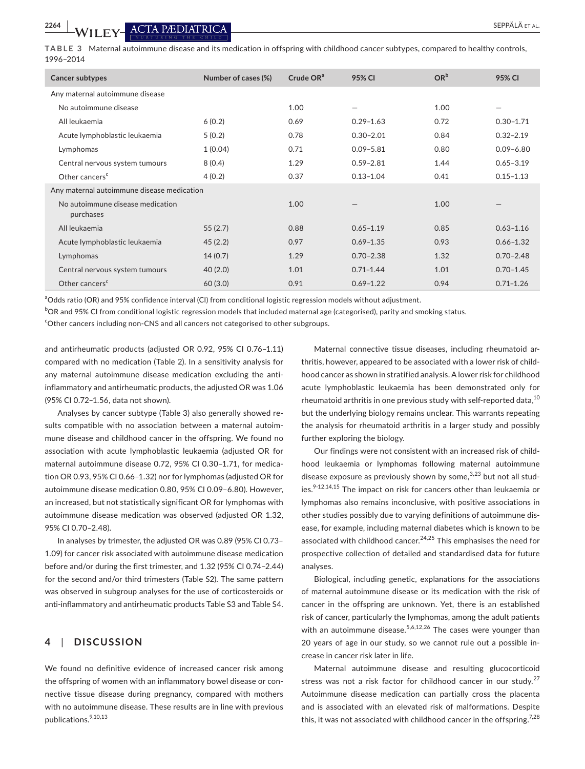**TABLE 3** Maternal autoimmune disease and its medication in offspring with childhood cancer subtypes, compared to healthy controls, 1996–2014

| Cancer subtypes | Number of cases (%) | Crude OR[a] | 95% CI | OR[b] | 95% CI |
|---|---|---|---|---|---|
| Any maternal autoimmune disease | | | | | |
| No autoimmune disease | | 1.00 | — | 1.00 | — |
| All leukaemia | 6 (0.2) | 0.69 | 0.29–1.63 | 0.72 | 0.30–1.71 |
| Acute lymphoblastic leukaemia | 5 (0.2) | 0.78 | 0.30–2.01 | 0.84 | 0.32–2.19 |
| Lymphomas | 1 (0.04) | 0.71 | 0.09–5.81 | 0.80 | 0.09–6.80 |
| Central nervous system tumours | 8 (0.4) | 1.29 | 0.59–2.81 | 1.44 | 0.65–3.19 |
| Other cancers[c] | 4 (0.2) | 0.37 | 0.13–1.04 | 0.41 | 0.15–1.13 |
| Any maternal autoimmune disease medication | | | | | |
| No autoimmune disease medication purchases | | 1.00 | — | 1.00 | — |
| All leukaemia | 55 (2.7) | 0.88 | 0.65–1.19 | 0.85 | 0.63–1.16 |
| Acute lymphoblastic leukaemia | 45 (2.2) | 0.97 | 0.69–1.35 | 0.93 | 0.66–1.32 |
| Lymphomas | 14 (0.7) | 1.29 | 0.70–2.38 | 1.32 | 0.70–2.48 |
| Central nervous system tumours | 40 (2.0) | 1.01 | 0.71–1.44 | 1.01 | 0.70–1.45 |
| Other cancers[c] | 60 (3.0) | 0.91 | 0.69–1.22 | 0.94 | 0.71–1.26 |

[a]Odds ratio (OR) and 95% confidence interval (CI) from conditional logistic regression models without adjustment.

[b]OR and 95% CI from conditional logistic regression models that included maternal age (categorised), parity and smoking status.

[c]Other cancers including non-CNS and all cancers not categorised to other subgroups.

and antirheumatic products (adjusted OR 0.92, 95% CI 0.76–1.11) compared with no medication (Table 2). In a sensitivity analysis for any maternal autoimmune disease medication excluding the anti-inflammatory and antirheumatic products, the adjusted OR was 1.06 (95% CI 0.72–1.56, data not shown).

Analyses by cancer subtype (Table 3) also generally showed results compatible with no association between a maternal autoimmune disease and childhood cancer in the offspring. We found no association with acute lymphoblastic leukaemia (adjusted OR for maternal autoimmune disease 0.72, 95% CI 0.30–1.71, for medication OR 0.93, 95% CI 0.66–1.32) nor for lymphomas (adjusted OR for autoimmune disease medication 0.80, 95% CI 0.09–6.80). However, an increased, but not statistically significant OR for lymphomas with autoimmune disease medication was observed (adjusted OR 1.32, 95% CI 0.70–2.48).

In analyses by trimester, the adjusted OR was 0.89 (95% CI 0.73–1.09) for cancer risk associated with autoimmune disease medication before and/or during the first trimester, and 1.32 (95% CI 0.74–2.44) for the second and/or third trimesters (Table S2). The same pattern was observed in subgroup analyses for the use of corticosteroids or anti-inflammatory and antirheumatic products Table S3 and Table S4.

## 4 | DISCUSSION

We found no definitive evidence of increased cancer risk among the offspring of women with an inflammatory bowel disease or connective tissue disease during pregnancy, compared with mothers with no autoimmune disease. These results are in line with previous publications.[9,10,13]

Maternal connective tissue diseases, including rheumatoid arthritis, however, appeared to be associated with a lower risk of childhood cancer as shown in stratified analysis. A lower risk for childhood acute lymphoblastic leukaemia has been demonstrated only for rheumatoid arthritis in one previous study with self-reported data,[10] but the underlying biology remains unclear. This warrants repeating the analysis for rheumatoid arthritis in a larger study and possibly further exploring the biology.

Our findings were not consistent with an increased risk of childhood leukaemia or lymphomas following maternal autoimmune disease exposure as previously shown by some,[3,23] but not all studies.[9-12,14,15] The impact on risk for cancers other than leukaemia or lymphomas also remains inconclusive, with positive associations in other studies possibly due to varying definitions of autoimmune disease, for example, including maternal diabetes which is known to be associated with childhood cancer.[24,25] This emphasises the need for prospective collection of detailed and standardised data for future analyses.

Biological, including genetic, explanations for the associations of maternal autoimmune disease or its medication with the risk of cancer in the offspring are unknown. Yet, there is an established risk of cancer, particularly the lymphomas, among the adult patients with an autoimmune disease.[5,6,12,26] The cases were younger than 20 years of age in our study, so we cannot rule out a possible increase in cancer risk later in life.

Maternal autoimmune disease and resulting glucocorticoid stress was not a risk factor for childhood cancer in our study.[27] Autoimmune disease medication can partially cross the placenta and is associated with an elevated risk of malformations. Despite this, it was not associated with childhood cancer in the offspring.[7,28]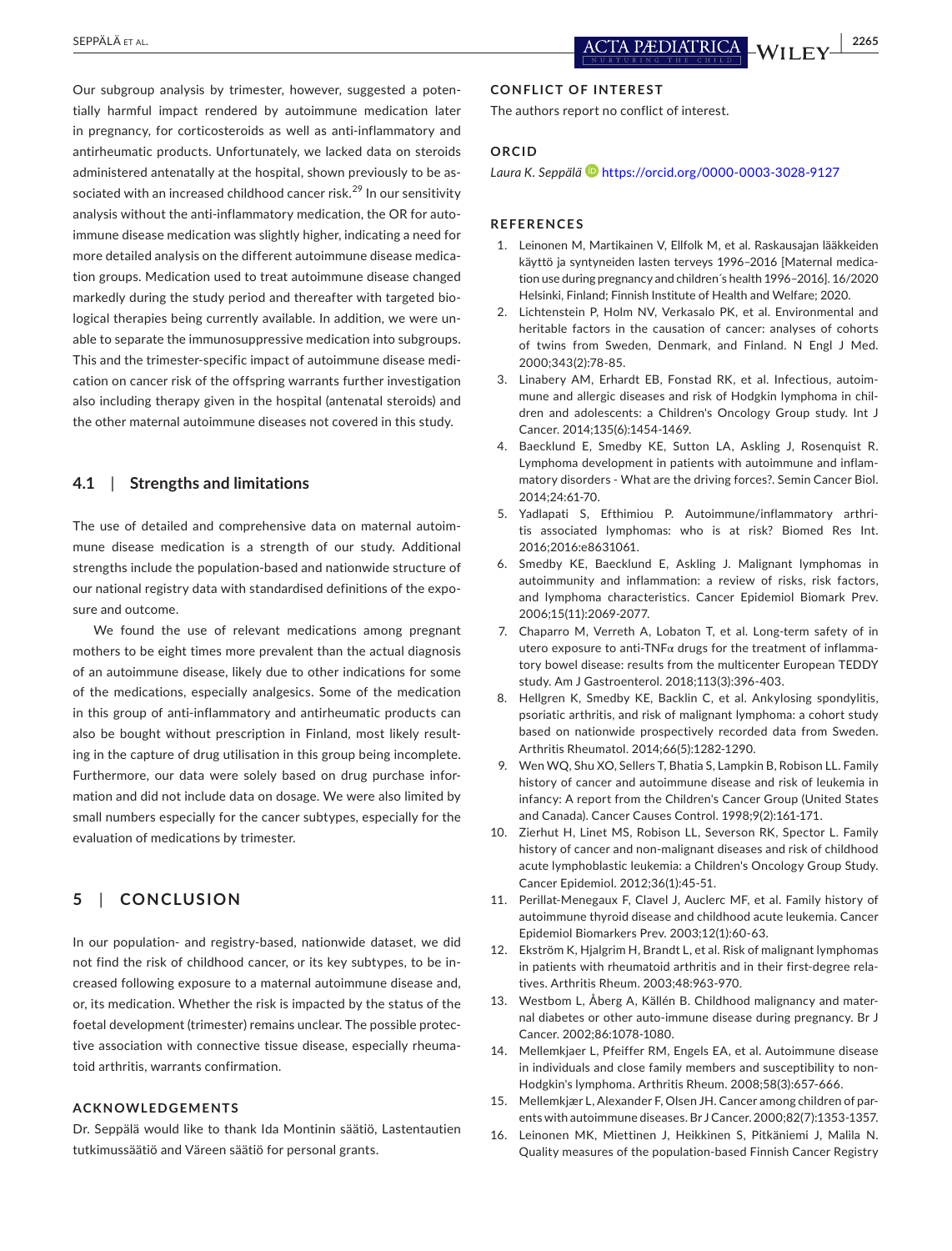Our subgroup analysis by trimester, however, suggested a potentially harmful impact rendered by autoimmune medication later in pregnancy, for corticosteroids as well as anti-inflammatory and antirheumatic products. Unfortunately, we lacked data on steroids administered antenatally at the hospital, shown previously to be associated with an increased childhood cancer risk.[29] In our sensitivity analysis without the anti-inflammatory medication, the OR for autoimmune disease medication was slightly higher, indicating a need for more detailed analysis on the different autoimmune disease medication groups. Medication used to treat autoimmune disease changed markedly during the study period and thereafter with targeted biological therapies being currently available. In addition, we were unable to separate the immunosuppressive medication into subgroups. This and the trimester-specific impact of autoimmune disease medication on cancer risk of the offspring warrants further investigation also including therapy given in the hospital (antenatal steroids) and the other maternal autoimmune diseases not covered in this study.

### 4.1 | Strengths and limitations

The use of detailed and comprehensive data on maternal autoimmune disease medication is a strength of our study. Additional strengths include the population-based and nationwide structure of our national registry data with standardised definitions of the exposure and outcome.

We found the use of relevant medications among pregnant mothers to be eight times more prevalent than the actual diagnosis of an autoimmune disease, likely due to other indications for some of the medications, especially analgesics. Some of the medication in this group of anti-inflammatory and antirheumatic products can also be bought without prescription in Finland, most likely resulting in the capture of drug utilisation in this group being incomplete. Furthermore, our data were solely based on drug purchase information and did not include data on dosage. We were also limited by small numbers especially for the cancer subtypes, especially for the evaluation of medications by trimester.

## 5 | CONCLUSION

In our population- and registry-based, nationwide dataset, we did not find the risk of childhood cancer, or its key subtypes, to be increased following exposure to a maternal autoimmune disease and, or, its medication. Whether the risk is impacted by the status of the foetal development (trimester) remains unclear. The possible protective association with connective tissue disease, especially rheumatoid arthritis, warrants confirmation.

## ACKNOWLEDGEMENTS

Dr. Seppälä would like to thank Ida Montinin säätiö, Lastentautien tutkimussäätiö and Väreen säätiö for personal grants.

## CONFLICT OF INTEREST

The authors report no conflict of interest.

## ORCID

*Laura K. Seppälä* https://orcid.org/0000-0003-3028-9127

## REFERENCES

1. Leinonen M, Martikainen V, Ellfolk M, et al. Raskausajan lääkkeiden käyttö ja syntyneiden lasten terveys 1996–2016 [Maternal medication use during pregnancy and children´s health 1996–2016]. 16/2020 Helsinki, Finland; Finnish Institute of Health and Welfare; 2020.
2. Lichtenstein P, Holm NV, Verkasalo PK, et al. Environmental and heritable factors in the causation of cancer: analyses of cohorts of twins from Sweden, Denmark, and Finland. N Engl J Med. 2000;343(2):78-85.
3. Linabery AM, Erhardt EB, Fonstad RK, et al. Infectious, autoimmune and allergic diseases and risk of Hodgkin lymphoma in children and adolescents: a Children's Oncology Group study. Int J Cancer. 2014;135(6):1454-1469.
4. Baecklund E, Smedby KE, Sutton LA, Askling J, Rosenquist R. Lymphoma development in patients with autoimmune and inflammatory disorders - What are the driving forces?. Semin Cancer Biol. 2014;24:61-70.
5. Yadlapati S, Efthimiou P. Autoimmune/inflammatory arthritis associated lymphomas: who is at risk? Biomed Res Int. 2016;2016:e8631061.
6. Smedby KE, Baecklund E, Askling J. Malignant lymphomas in autoimmunity and inflammation: a review of risks, risk factors, and lymphoma characteristics. Cancer Epidemiol Biomark Prev. 2006;15(11):2069-2077.
7. Chaparro M, Verreth A, Lobaton T, et al. Long-term safety of in utero exposure to anti-TNFα drugs for the treatment of inflammatory bowel disease: results from the multicenter European TEDDY study. Am J Gastroenterol. 2018;113(3):396-403.
8. Hellgren K, Smedby KE, Backlin C, et al. Ankylosing spondylitis, psoriatic arthritis, and risk of malignant lymphoma: a cohort study based on nationwide prospectively recorded data from Sweden. Arthritis Rheumatol. 2014;66(5):1282-1290.
9. Wen WQ, Shu XO, Sellers T, Bhatia S, Lampkin B, Robison LL. Family history of cancer and autoimmune disease and risk of leukemia in infancy: A report from the Children's Cancer Group (United States and Canada). Cancer Causes Control. 1998;9(2):161-171.
10. Zierhut H, Linet MS, Robison LL, Severson RK, Spector L. Family history of cancer and non-malignant diseases and risk of childhood acute lymphoblastic leukemia: a Children's Oncology Group Study. Cancer Epidemiol. 2012;36(1):45-51.
11. Perillat-Menegaux F, Clavel J, Auclerc MF, et al. Family history of autoimmune thyroid disease and childhood acute leukemia. Cancer Epidemiol Biomarkers Prev. 2003;12(1):60-63.
12. Ekström K, Hjalgrim H, Brandt L, et al. Risk of malignant lymphomas in patients with rheumatoid arthritis and in their first-degree relatives. Arthritis Rheum. 2003;48:963-970.
13. Westbom L, Åberg A, Källén B. Childhood malignancy and maternal diabetes or other auto-immune disease during pregnancy. Br J Cancer. 2002;86:1078-1080.
14. Mellemkjaer L, Pfeiffer RM, Engels EA, et al. Autoimmune disease in individuals and close family members and susceptibility to non-Hodgkin's lymphoma. Arthritis Rheum. 2008;58(3):657-666.
15. Mellemkjær L, Alexander F, Olsen JH. Cancer among children of parents with autoimmune diseases. Br J Cancer. 2000;82(7):1353-1357.
16. Leinonen MK, Miettinen J, Heikkinen S, Pitkäniemi J, Malila N. Quality measures of the population-based Finnish Cancer Registry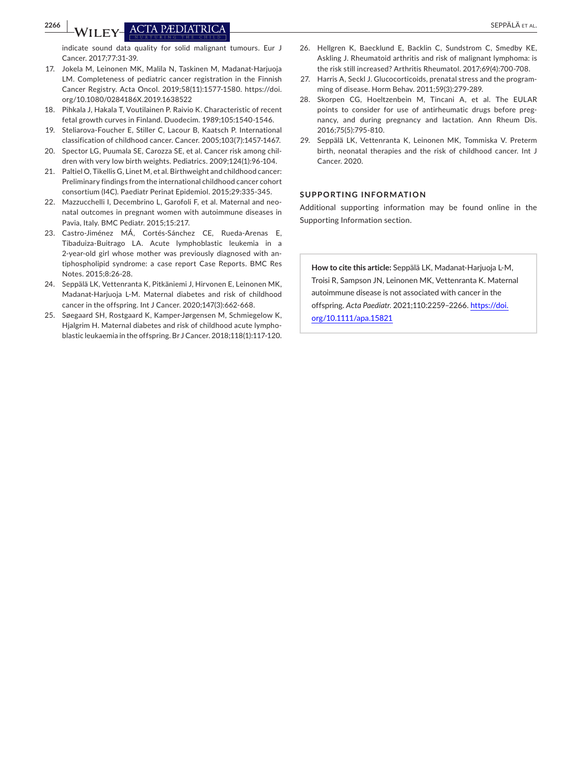indicate sound data quality for solid malignant tumours. Eur J Cancer. 2017;77:31-39.

17. Jokela M, Leinonen MK, Malila N, Taskinen M, Madanat-Harjuoja LM. Completeness of pediatric cancer registration in the Finnish Cancer Registry. Acta Oncol. 2019;58(11):1577-1580. https://doi.org/10.1080/0284186X.2019.1638522
18. Pihkala J, Hakala T, Voutilainen P. Raivio K. Characteristic of recent fetal growth curves in Finland. Duodecim. 1989;105:1540-1546.
19. Steliarova-Foucher E, Stiller C, Lacour B, Kaatsch P. International classification of childhood cancer. Cancer. 2005;103(7):1457-1467.
20. Spector LG, Puumala SE, Carozza SE, et al. Cancer risk among children with very low birth weights. Pediatrics. 2009;124(1):96-104.
21. Paltiel O, Tikellis G, Linet M, et al. Birthweight and childhood cancer: Preliminary findings from the international childhood cancer cohort consortium (I4C). Paediatr Perinat Epidemiol. 2015;29:335-345.
22. Mazzucchelli I, Decembrino L, Garofoli F, et al. Maternal and neonatal outcomes in pregnant women with autoimmune diseases in Pavia, Italy. BMC Pediatr. 2015;15:217.
23. Castro-Jiménez MÁ, Cortés-Sánchez CE, Rueda-Arenas E, Tibaduiza-Buitrago LA. Acute lymphoblastic leukemia in a 2-year-old girl whose mother was previously diagnosed with antiphospholipid syndrome: a case report Case Reports. BMC Res Notes. 2015;8:26-28.
24. Seppälä LK, Vettenranta K, Pitkäniemi J, Hirvonen E, Leinonen MK, Madanat-Harjuoja L-M. Maternal diabetes and risk of childhood cancer in the offspring. Int J Cancer. 2020;147(3):662-668.
25. Søegaard SH, Rostgaard K, Kamper-Jørgensen M, Schmiegelow K, Hjalgrim H. Maternal diabetes and risk of childhood acute lymphoblastic leukaemia in the offspring. Br J Cancer. 2018;118(1):117-120.
26. Hellgren K, Baecklund E, Backlin C, Sundstrom C, Smedby KE, Askling J. Rheumatoid arthritis and risk of malignant lymphoma: is the risk still increased? Arthritis Rheumatol. 2017;69(4):700-708.
27. Harris A, Seckl J. Glucocorticoids, prenatal stress and the programming of disease. Horm Behav. 2011;59(3):279-289.
28. Skorpen CG, Hoeltzenbein M, Tincani A, et al. The EULAR points to consider for use of antirheumatic drugs before pregnancy, and during pregnancy and lactation. Ann Rheum Dis. 2016;75(5):795-810.
29. Seppälä LK, Vettenranta K, Leinonen MK, Tommiska V. Preterm birth, neonatal therapies and the risk of childhood cancer. Int J Cancer. 2020.

## SUPPORTING INFORMATION

Additional supporting information may be found online in the Supporting Information section.

**How to cite this article:** Seppälä LK, Madanat-Harjuoja L-M, Troisi R, Sampson JN, Leinonen MK, Vettenranta K. Maternal autoimmune disease is not associated with cancer in the offspring. *Acta Paediatr.* 2021;110:2259–2266. https://doi.org/10.1111/apa.15821